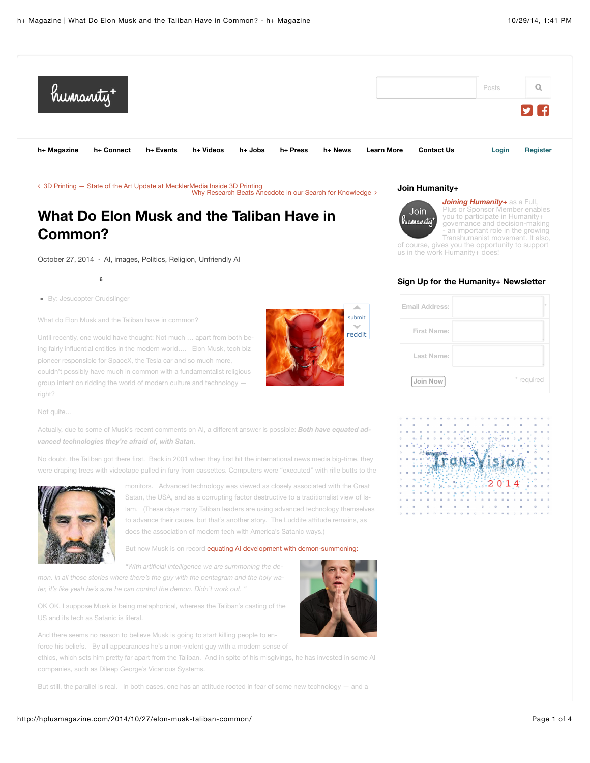![humanity+](logo)

Posts

h+ Magazine h+ Connect h+ Events h+ Videos h+ Jobs h+ Press h+ News Learn More Contact Us Login Register

‹ 3D Printing — State of the Art Update at MecklerMedia Inside 3D Printing
Why Research Beats Anecdote in our Search for Knowledge ›

# What Do Elon Musk and the Taliban Have in Common?

October 27, 2014 · AI, images, Politics, Religion, Unfriendly AI

6

- By: Jesucopter Crudslinger

submit
reddit

What do Elon Musk and the Taliban have in common?

Until recently, one would have thought: Not much … apart from both being fairly influential entities in the modern world.… Elon Musk, tech biz pioneer responsible for SpaceX, the Tesla car and so much more, couldn't possibly have much in common with a fundamentalist religious group intent on ridding the world of modern culture and technology — right?

Not quite…

Actually, due to some of Musk's recent comments on AI, a different answer is possible: ***Both have equated advanced technologies they're afraid of, with Satan.***

No doubt, the Taliban got there first. Back in 2001 when they first hit the international news media big-time, they were draping trees with videotape pulled in fury from cassettes. Computers were "executed" with rifle butts to the monitors. Advanced technology was viewed as closely associated with the Great Satan, the USA, and as a corrupting factor destructive to a traditionalist view of Islam. (These days many Taliban leaders are using advanced technology themselves to advance their cause, but that's another story. The Luddite attitude remains, as does the association of modern tech with America's Satanic ways.)

But now Musk is on record equating AI development with demon-summoning:

*"With artificial intelligence we are summoning the demon. In all those stories where there's the guy with the pentagram and the holy water, it's like yeah he's sure he can control the demon. Didn't work out. "*

OK OK, I suppose Musk is being metaphorical, whereas the Taliban's casting of the US and its tech as Satanic is literal.

And there seems no reason to believe Musk is going to start killing people to enforce his beliefs. By all appearances he's a non-violent guy with a modern sense of ethics, which sets him pretty far apart from the Taliban. And in spite of his misgivings, he has invested in some AI companies, such as Dileep George's Vicarious Systems.

But still, the parallel is real. In both cases, one has an attitude rooted in fear of some new technology — and a

### Join Humanity+

***Joining Humanity+*** as a Full, Plus or Sponsor Member enables you to participate in Humanity+ governance and decision-making - an important role in the growing Transhumanist movement. It also, of course, gives you the opportunity to support us in the work Humanity+ does!

### Sign Up for the Humanity+ Newsletter

| Email Address: | * |
|---|---|
| First Name: | |
| Last Name: | |
| Join Now | * required |

TransVision 2014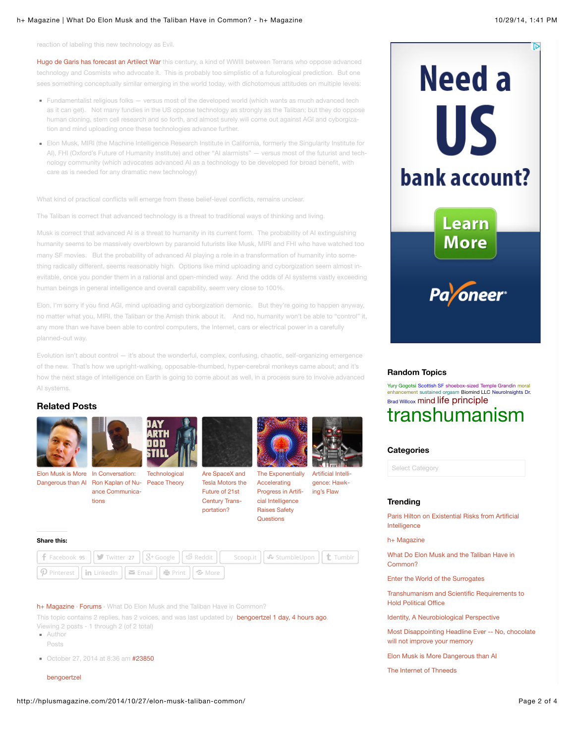reaction of labeling this new technology as Evil.

Hugo de Garis has forecast an Artilect War this century, a kind of WWIII between Terrans who oppose advanced technology and Cosmists who advocate it. This is probably too simplistic of a futurological prediction. But one sees something conceptually similar emerging in the world today, with dichotomous attitudes on multiple levels:

- Fundamentalist religious folks — versus most of the developed world (which wants as much advanced tech as it can get). Not many fundies in the US oppose technology as strongly as the Taliban; but they do oppose human cloning, stem cell research and so forth, and almost surely will come out against AGI and cyborgization and mind uploading once these technologies advance further.
- Elon Musk, MIRI (the Machine Intelligence Research Institute in California, formerly the Singularity Institute for AI), FHI (Oxford's Future of Humanity Institute) and other "AI alarmists" — versus most of the futurist and technology community (which advocates advanced AI as a technology to be developed for broad benefit, with care as is needed for any dramatic new technology)

What kind of practical conflicts will emerge from these belief-level conflicts, remains unclear.

The Taliban is correct that advanced technology is a threat to traditional ways of thinking and living.

Musk is correct that advanced AI is a threat to humanity in its current form. The probability of AI extinguishing humanity seems to be massively overblown by paranoid futurists like Musk, MIRI and FHI who have watched too many SF movies. But the probability of advanced AI playing a role in a transformation of humanity into something radically different, seems reasonably high. Options like mind uploading and cyborgization seem almost inevitable, once you ponder them in a rational and open-minded way. And the odds of AI systems vastly exceeding human beings in general intelligence and overall capability, seem very close to 100%.

Elon, I'm sorry if you find AGI, mind uploading and cyborgization demonic. But they're going to happen anyway, no matter what you, MIRI, the Taliban or the Amish think about it. And no, humanity won't be able to "control" it, any more than we have been able to control computers, the Internet, cars or electrical power in a carefully planned-out way.

Evolution isn't about control — it's about the wonderful, complex, confusing, chaotic, self-organizing emergence of the new. That's how we upright-walking, opposable-thumbed, hyper-cerebral monkeys came about; and it's how the next stage of intelligence on Earth is going to come about as well, in a process sure to involve advanced AI systems.

## Related Posts

- Elon Musk is More Dangerous than AI
- In Conversation: Ron Kaplan of Nuance Communications
- Technological Peace Theory
- Are SpaceX and Tesla Motors the Future of 21st Century Transportation?
- The Exponentially Accelerating Progress in Artificial Intelligence Raises Safety Questions
- Artificial Intelligence: Hawking's Flaw

**Share this:**

Facebook 95 | Twitter 27 | Google | Reddit | Scoop.it | StumbleUpon | Tumblr | Pinterest | LinkedIn | Email | Print | More

h+ Magazine › Forums › What Do Elon Musk and the Taliban Have in Common?

This topic contains 2 replies, has 2 voices, and was last updated by bengoertzel 1 day, 4 hours ago.

Viewing 2 posts - 1 through 2 (of 2 total)

- Author
  Posts
- October 27, 2014 at 8:36 am #23850

bengoertzel

## Random Topics

Yury Gogotsi Scottish SF shoebox-sized Temple Grandin moral enhancement sustained orgasm Biomind LLC NeuroInsights Dr. Brad Willcox mind life principle transhumanism

## Categories

Select Category

## Trending

- Paris Hilton on Existential Risks from Artificial Intelligence
- h+ Magazine
- What Do Elon Musk and the Taliban Have in Common?
- Enter the World of the Surrogates
- Transhumanism and Scientific Requirements to Hold Political Office
- Identity, A Neurobiological Perspective
- Most Disappointing Headline Ever -- No, chocolate will not improve your memory
- Elon Musk is More Dangerous than AI
- The Internet of Thneeds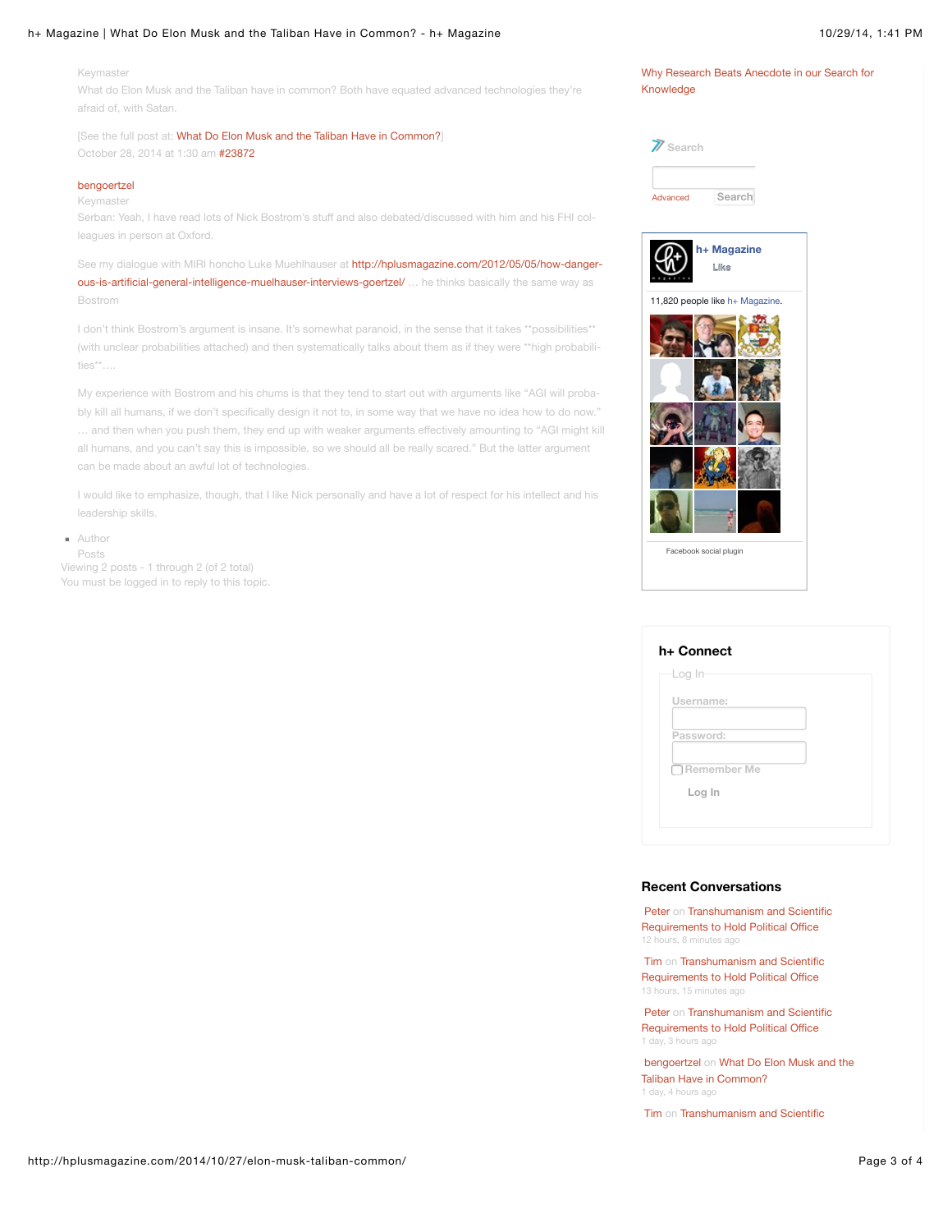Keymaster

What do Elon Musk and the Taliban have in common? Both have equated advanced technologies they're afraid of, with Satan.

[See the full post at: What Do Elon Musk and the Taliban Have in Common?]

October 28, 2014 at 1:30 am #23872

bengoertzel

Keymaster

Serban: Yeah, I have read lots of Nick Bostrom's stuff and also debated/discussed with him and his FHI colleagues in person at Oxford.

See my dialogue with MIRI honcho Luke Muehlhauser at http://hplusmagazine.com/2012/05/05/how-dangerous-is-artificial-intelligence-muelhauser-interviews-goertzel/ … he thinks basically the same way as Bostrom

I don't think Bostrom's argument is insane. It's somewhat paranoid, in the sense that it takes **possibilities** (with unclear probabilities attached) and then systematically talks about them as if they were **high probabilities**….

My experience with Bostrom and his chums is that they tend to start out with arguments like "AGI will probably kill all humans, if we don't specifically design it not to, in some way that we have no idea how to do now." … and then when you push them, they end up with weaker arguments effectively amounting to "AGI might kill all humans, and you can't say this is impossible, so we should all be really scared." But the latter argument can be made about an awful lot of technologies.

I would like to emphasize, though, that I like Nick personally and have a lot of respect for his intellect and his leadership skills.

- Author

Posts

Viewing 2 posts - 1 through 2 (of 2 total)

You must be logged in to reply to this topic.

Why Research Beats Anecdote in our Search for Knowledge

Search

Advanced Search

h+ Magazine

Like

11,820 people like h+ Magazine.

Facebook social plugin

## h+ Connect

Log In

Username:

Password:

Remember Me

Log In

## Recent Conversations

Peter on Transhumanism and Scientific Requirements to Hold Political Office
12 hours, 8 minutes ago

Tim on Transhumanism and Scientific Requirements to Hold Political Office
13 hours, 15 minutes ago

Peter on Transhumanism and Scientific Requirements to Hold Political Office
1 day, 3 hours ago

bengoertzel on What Do Elon Musk and the Taliban Have in Common?
1 day, 4 hours ago

Tim on Transhumanism and Scientific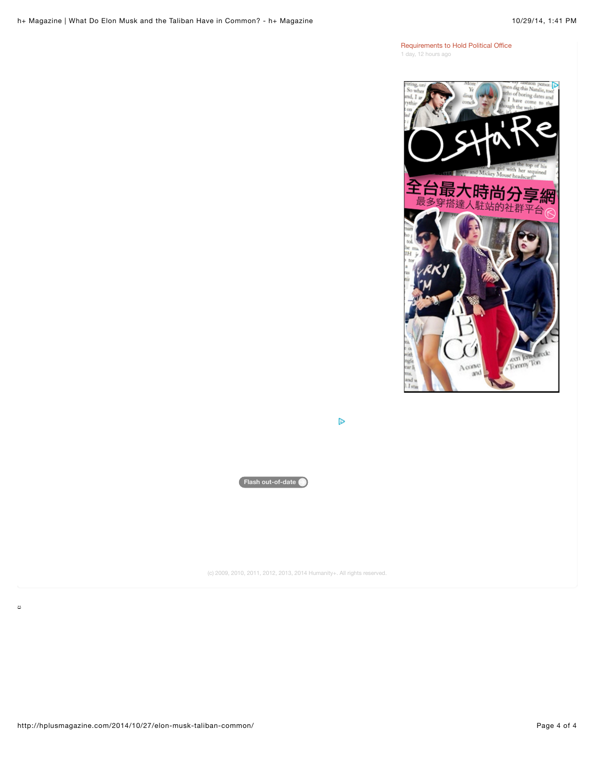Requirements to Hold Political Office
1 day, 12 hours ago

Flash out-of-date

(c) 2009, 2010, 2011, 2012, 2013, 2014 Humanity+. All rights reserved.